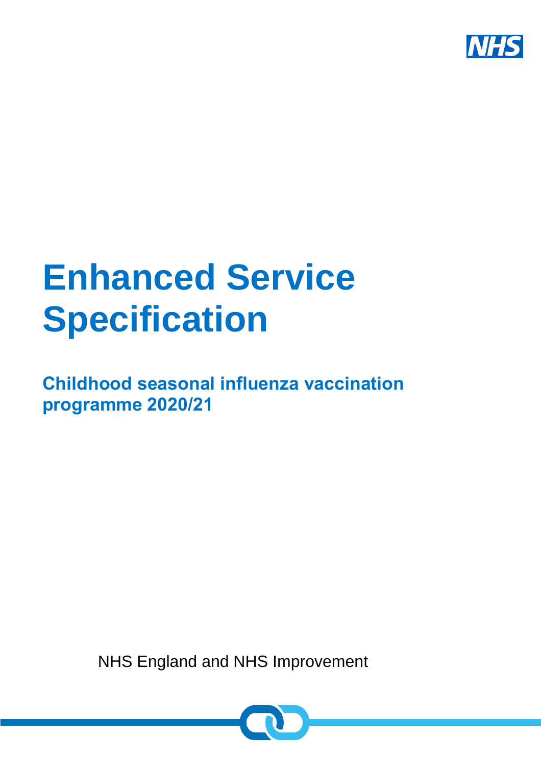# Enhanced Service Specification

## Childhood seasonal influenza vaccination programme 2020/21

NHS England and NHS Improvement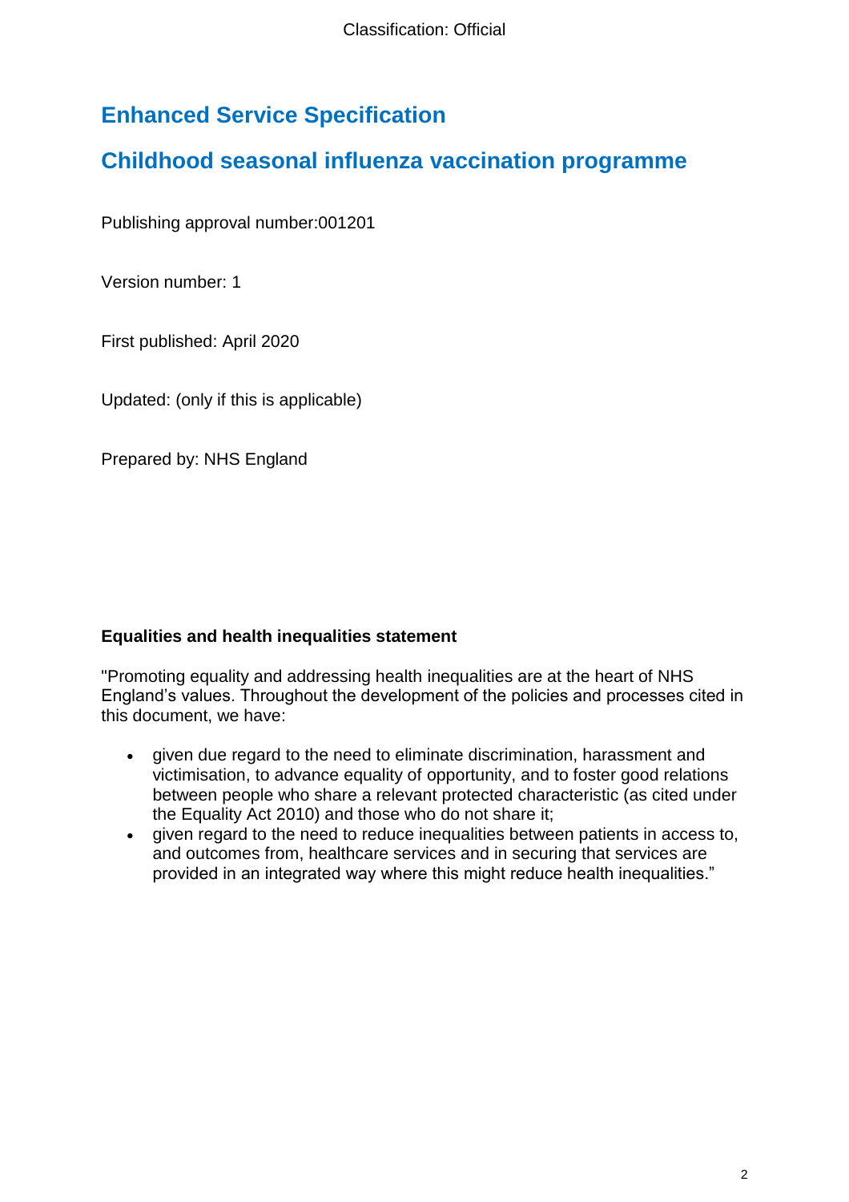# Enhanced Service Specification

# Childhood seasonal influenza vaccination programme

Publishing approval number:001201

Version number: 1

First published: April 2020

Updated: (only if this is applicable)

Prepared by: NHS England

**Equalities and health inequalities statement**

"Promoting equality and addressing health inequalities are at the heart of NHS England's values. Throughout the development of the policies and processes cited in this document, we have:

- given due regard to the need to eliminate discrimination, harassment and victimisation, to advance equality of opportunity, and to foster good relations between people who share a relevant protected characteristic (as cited under the Equality Act 2010) and those who do not share it;
- given regard to the need to reduce inequalities between patients in access to, and outcomes from, healthcare services and in securing that services are provided in an integrated way where this might reduce health inequalities."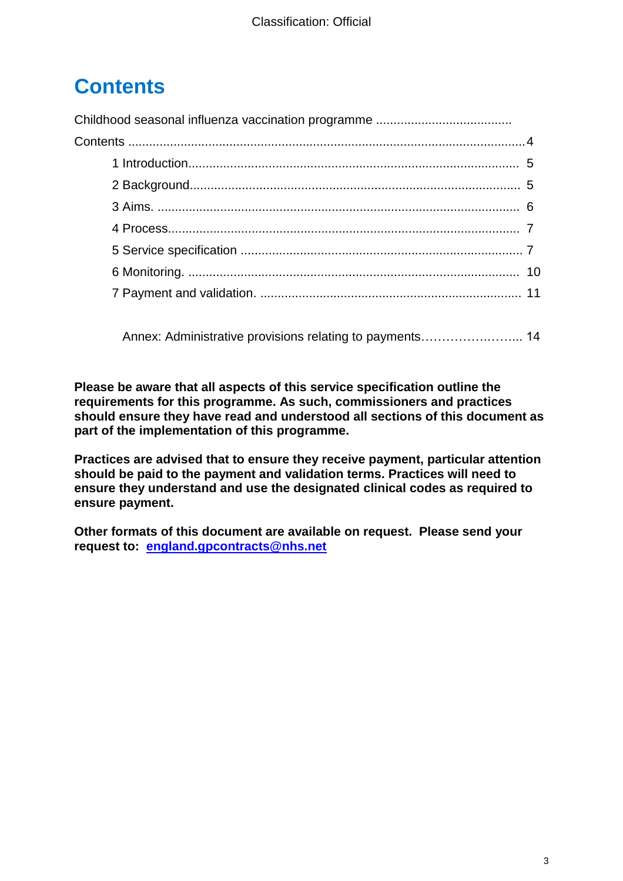# Contents

Childhood seasonal influenza vaccination programme .......................................

Contents ................................................................................................................4

- 1 Introduction............................................................................................. 5
- 2 Background............................................................................................. 5
- 3 Aims. ...................................................................................................... 6
- 4 Process................................................................................................... 7
- 5 Service specification ................................................................................ 7
- 6 Monitoring. ............................................................................................. 10
- 7 Payment and validation. .......................................................................... 11

Annex: Administrative provisions relating to payments…………………..…….. 14

**Please be aware that all aspects of this service specification outline the requirements for this programme. As such, commissioners and practices should ensure they have read and understood all sections of this document as part of the implementation of this programme.**

**Practices are advised that to ensure they receive payment, particular attention should be paid to the payment and validation terms. Practices will need to ensure they understand and use the designated clinical codes as required to ensure payment.**

**Other formats of this document are available on request. Please send your request to: england.gpcontracts@nhs.net**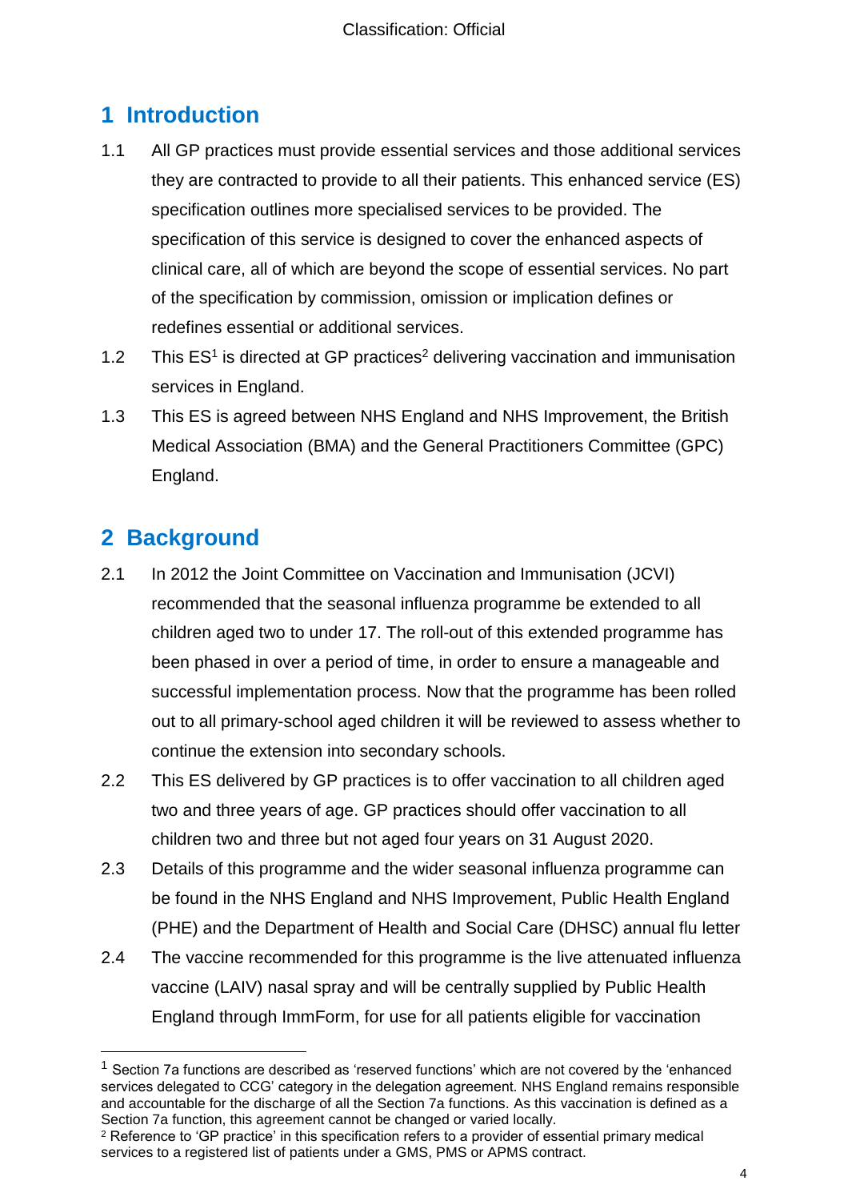## 1 Introduction

1.1 All GP practices must provide essential services and those additional services they are contracted to provide to all their patients. This enhanced service (ES) specification outlines more specialised services to be provided. The specification of this service is designed to cover the enhanced aspects of clinical care, all of which are beyond the scope of essential services. No part of the specification by commission, omission or implication defines or redefines essential or additional services.

1.2 This ES[1] is directed at GP practices[2] delivering vaccination and immunisation services in England.

1.3 This ES is agreed between NHS England and NHS Improvement, the British Medical Association (BMA) and the General Practitioners Committee (GPC) England.

## 2 Background

2.1 In 2012 the Joint Committee on Vaccination and Immunisation (JCVI) recommended that the seasonal influenza programme be extended to all children aged two to under 17. The roll-out of this extended programme has been phased in over a period of time, in order to ensure a manageable and successful implementation process. Now that the programme has been rolled out to all primary-school aged children it will be reviewed to assess whether to continue the extension into secondary schools.

2.2 This ES delivered by GP practices is to offer vaccination to all children aged two and three years of age. GP practices should offer vaccination to all children two and three but not aged four years on 31 August 2020.

2.3 Details of this programme and the wider seasonal influenza programme can be found in the NHS England and NHS Improvement, Public Health England (PHE) and the Department of Health and Social Care (DHSC) annual flu letter

2.4 The vaccine recommended for this programme is the live attenuated influenza vaccine (LAIV) nasal spray and will be centrally supplied by Public Health England through ImmForm, for use for all patients eligible for vaccination

---

[1] Section 7a functions are described as 'reserved functions' which are not covered by the 'enhanced services delegated to CCG' category in the delegation agreement. NHS England remains responsible and accountable for the discharge of all the Section 7a functions. As this vaccination is defined as a Section 7a function, this agreement cannot be changed or varied locally.

[2] Reference to 'GP practice' in this specification refers to a provider of essential primary medical services to a registered list of patients under a GMS, PMS or APMS contract.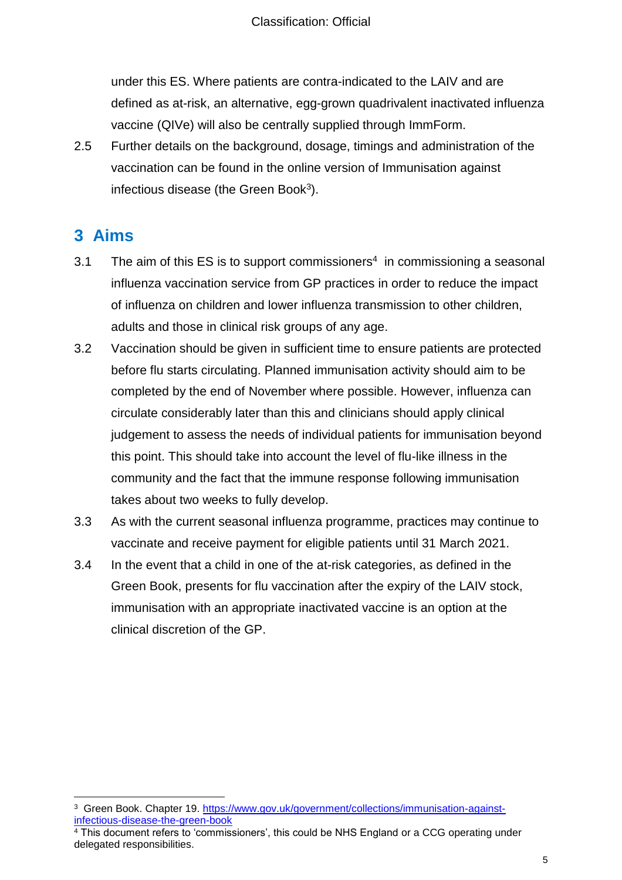under this ES. Where patients are contra-indicated to the LAIV and are defined as at-risk, an alternative, egg-grown quadrivalent inactivated influenza vaccine (QIVe) will also be centrally supplied through ImmForm.

2.5 Further details on the background, dosage, timings and administration of the vaccination can be found in the online version of Immunisation against infectious disease (the Green Book[3]).

## 3 Aims

3.1 The aim of this ES is to support commissioners[4] in commissioning a seasonal influenza vaccination service from GP practices in order to reduce the impact of influenza on children and lower influenza transmission to other children, adults and those in clinical risk groups of any age.

3.2 Vaccination should be given in sufficient time to ensure patients are protected before flu starts circulating. Planned immunisation activity should aim to be completed by the end of November where possible. However, influenza can circulate considerably later than this and clinicians should apply clinical judgement to assess the needs of individual patients for immunisation beyond this point. This should take into account the level of flu-like illness in the community and the fact that the immune response following immunisation takes about two weeks to fully develop.

3.3 As with the current seasonal influenza programme, practices may continue to vaccinate and receive payment for eligible patients until 31 March 2021.

3.4 In the event that a child in one of the at-risk categories, as defined in the Green Book, presents for flu vaccination after the expiry of the LAIV stock, immunisation with an appropriate inactivated vaccine is an option at the clinical discretion of the GP.

---

[3] Green Book. Chapter 19. https://www.gov.uk/government/collections/immunisation-against-infectious-disease-the-green-book

[4] This document refers to 'commissioners', this could be NHS England or a CCG operating under delegated responsibilities.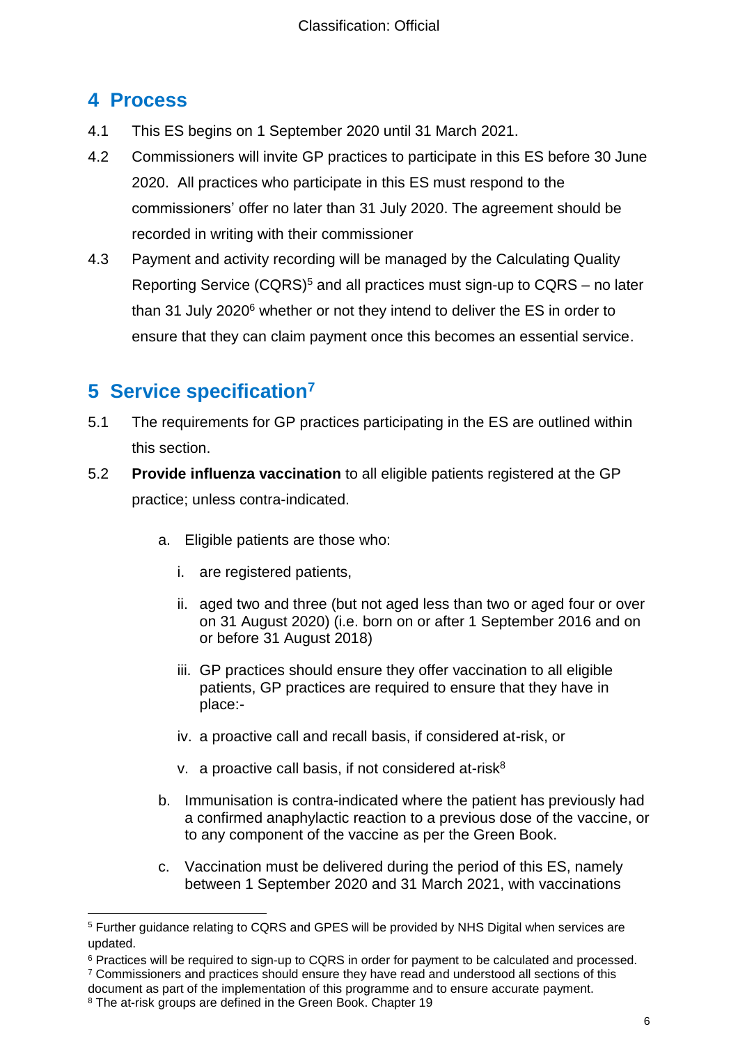## 4 Process

4.1 This ES begins on 1 September 2020 until 31 March 2021.

4.2 Commissioners will invite GP practices to participate in this ES before 30 June 2020. All practices who participate in this ES must respond to the commissioners' offer no later than 31 July 2020. The agreement should be recorded in writing with their commissioner

4.3 Payment and activity recording will be managed by the Calculating Quality Reporting Service (CQRS)[5] and all practices must sign-up to CQRS – no later than 31 July 2020[6] whether or not they intend to deliver the ES in order to ensure that they can claim payment once this becomes an essential service.

## 5 Service specification[7]

5.1 The requirements for GP practices participating in the ES are outlined within this section.

5.2 **Provide influenza vaccination** to all eligible patients registered at the GP practice; unless contra-indicated.

a. Eligible patients are those who:

   i. are registered patients,

   ii. aged two and three (but not aged less than two or aged four or over on 31 August 2020) (i.e. born on or after 1 September 2016 and on or before 31 August 2018)

   iii. GP practices should ensure they offer vaccination to all eligible patients, GP practices are required to ensure that they have in place:-

   iv. a proactive call and recall basis, if considered at-risk, or

   v. a proactive call basis, if not considered at-risk[8]

b. Immunisation is contra-indicated where the patient has previously had a confirmed anaphylactic reaction to a previous dose of the vaccine, or to any component of the vaccine as per the Green Book.

c. Vaccination must be delivered during the period of this ES, namely between 1 September 2020 and 31 March 2021, with vaccinations

---

[5] Further guidance relating to CQRS and GPES will be provided by NHS Digital when services are updated.

[6] Practices will be required to sign-up to CQRS in order for payment to be calculated and processed.

[7] Commissioners and practices should ensure they have read and understood all sections of this document as part of the implementation of this programme and to ensure accurate payment.

[8] The at-risk groups are defined in the Green Book. Chapter 19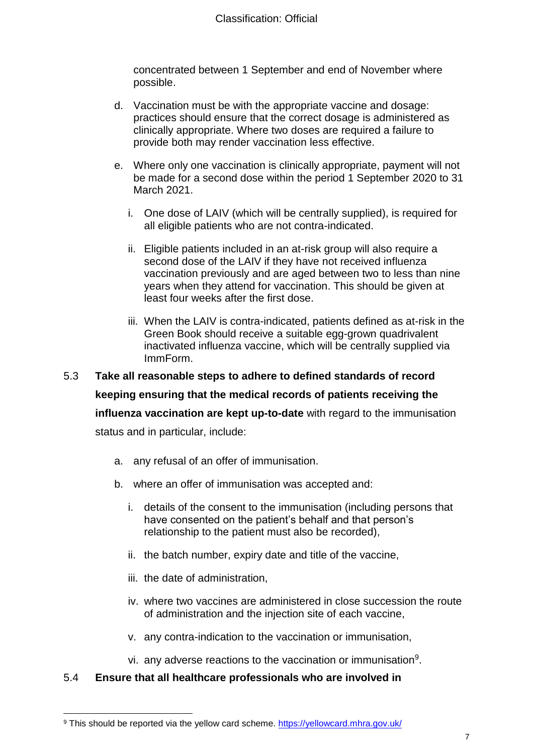concentrated between 1 September and end of November where possible.

d. Vaccination must be with the appropriate vaccine and dosage: practices should ensure that the correct dosage is administered as clinically appropriate. Where two doses are required a failure to provide both may render vaccination less effective.

e. Where only one vaccination is clinically appropriate, payment will not be made for a second dose within the period 1 September 2020 to 31 March 2021.

   i. One dose of LAIV (which will be centrally supplied), is required for all eligible patients who are not contra-indicated.

   ii. Eligible patients included in an at-risk group will also require a second dose of the LAIV if they have not received influenza vaccination previously and are aged between two to less than nine years when they attend for vaccination. This should be given at least four weeks after the first dose.

   iii. When the LAIV is contra-indicated, patients defined as at-risk in the Green Book should receive a suitable egg-grown quadrivalent inactivated influenza vaccine, which will be centrally supplied via ImmForm.

5.3 **Take all reasonable steps to adhere to defined standards of record keeping ensuring that the medical records of patients receiving the influenza vaccination are kept up-to-date** with regard to the immunisation status and in particular, include:

a. any refusal of an offer of immunisation.

b. where an offer of immunisation was accepted and:

   i. details of the consent to the immunisation (including persons that have consented on the patient's behalf and that person's relationship to the patient must also be recorded),

   ii. the batch number, expiry date and title of the vaccine,

   iii. the date of administration,

   iv. where two vaccines are administered in close succession the route of administration and the injection site of each vaccine,

   v. any contra-indication to the vaccination or immunisation,

   vi. any adverse reactions to the vaccination or immunisation[9].

5.4 **Ensure that all healthcare professionals who are involved in**

---

[9] This should be reported via the yellow card scheme. https://yellowcard.mhra.gov.uk/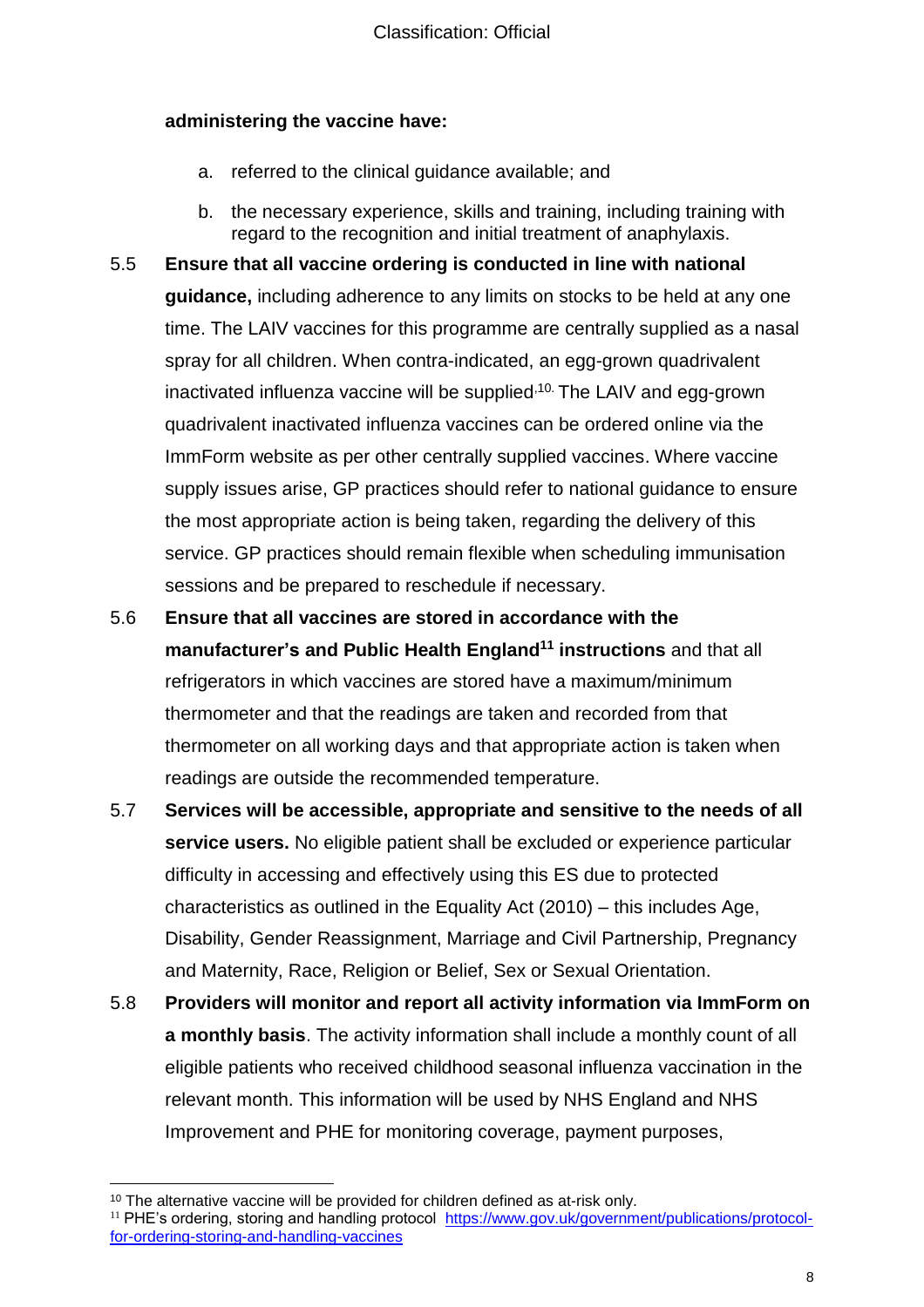**administering the vaccine have:**

a. referred to the clinical guidance available; and

b. the necessary experience, skills and training, including training with regard to the recognition and initial treatment of anaphylaxis.

5.5 **Ensure that all vaccine ordering is conducted in line with national guidance,** including adherence to any limits on stocks to be held at any one time. The LAIV vaccines for this programme are centrally supplied as a nasal spray for all children. When contra-indicated, an egg-grown quadrivalent inactivated influenza vaccine will be supplied[10]. The LAIV and egg-grown quadrivalent inactivated influenza vaccines can be ordered online via the ImmForm website as per other centrally supplied vaccines. Where vaccine supply issues arise, GP practices should refer to national guidance to ensure the most appropriate action is being taken, regarding the delivery of this service. GP practices should remain flexible when scheduling immunisation sessions and be prepared to reschedule if necessary.

5.6 **Ensure that all vaccines are stored in accordance with the manufacturer's and Public Health England[11] instructions** and that all refrigerators in which vaccines are stored have a maximum/minimum thermometer and that the readings are taken and recorded from that thermometer on all working days and that appropriate action is taken when readings are outside the recommended temperature.

5.7 **Services will be accessible, appropriate and sensitive to the needs of all service users.** No eligible patient shall be excluded or experience particular difficulty in accessing and effectively using this ES due to protected characteristics as outlined in the Equality Act (2010) – this includes Age, Disability, Gender Reassignment, Marriage and Civil Partnership, Pregnancy and Maternity, Race, Religion or Belief, Sex or Sexual Orientation.

5.8 **Providers will monitor and report all activity information via ImmForm on a monthly basis**. The activity information shall include a monthly count of all eligible patients who received childhood seasonal influenza vaccination in the relevant month. This information will be used by NHS England and NHS Improvement and PHE for monitoring coverage, payment purposes,

---

[10] The alternative vaccine will be provided for children defined as at-risk only.

[11] PHE's ordering, storing and handling protocol [https://www.gov.uk/government/publications/protocol-for-ordering-storing-and-handling-vaccines](https://www.gov.uk/government/publications/protocol-for-ordering-storing-and-handling-vaccines)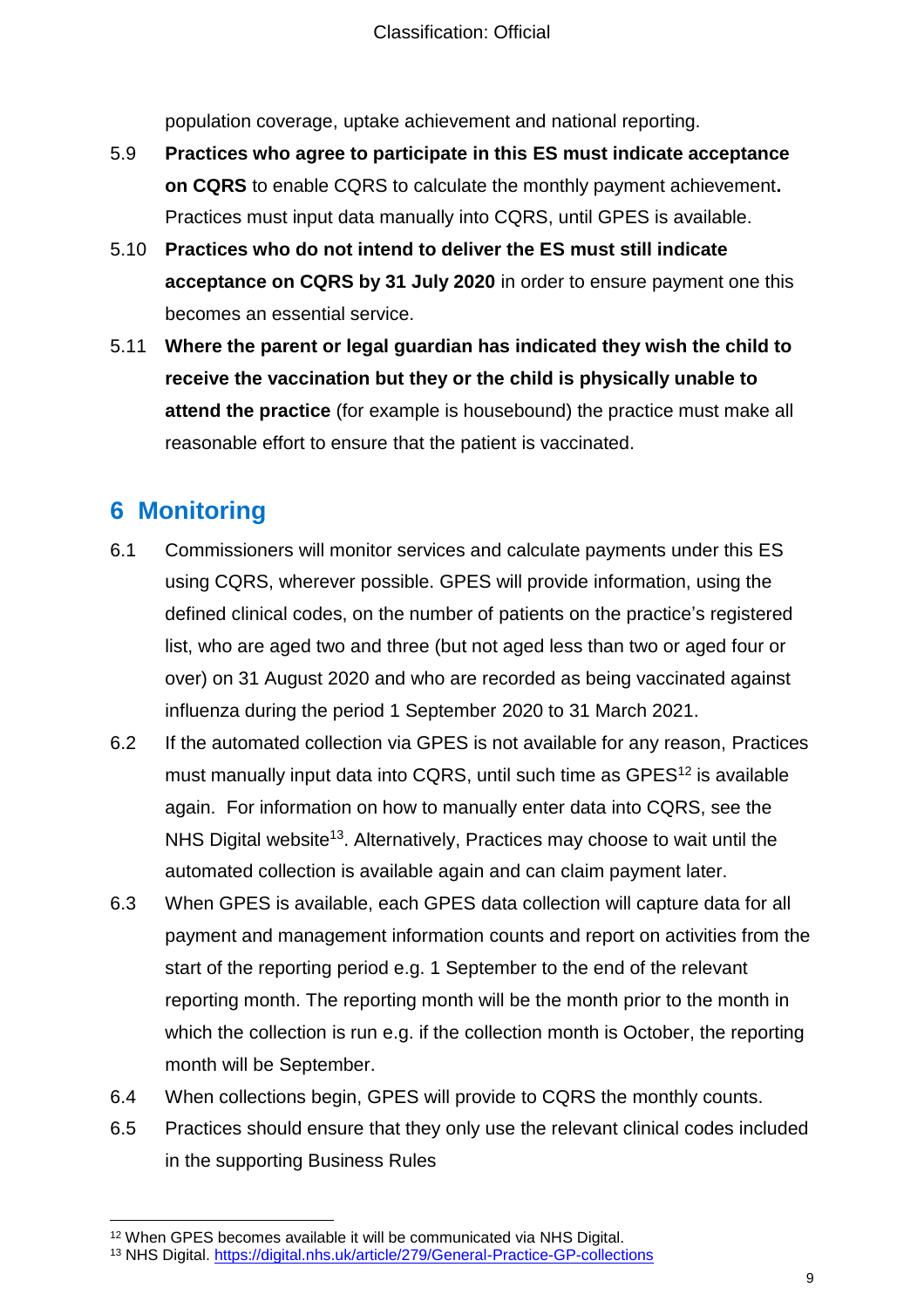population coverage, uptake achievement and national reporting.

5.9 **Practices who agree to participate in this ES must indicate acceptance on CQRS** to enable CQRS to calculate the monthly payment achievement**.** Practices must input data manually into CQRS, until GPES is available.

5.10 **Practices who do not intend to deliver the ES must still indicate acceptance on CQRS by 31 July 2020** in order to ensure payment one this becomes an essential service.

5.11 **Where the parent or legal guardian has indicated they wish the child to receive the vaccination but they or the child is physically unable to attend the practice** (for example is housebound) the practice must make all reasonable effort to ensure that the patient is vaccinated.

## 6 Monitoring

6.1 Commissioners will monitor services and calculate payments under this ES using CQRS, wherever possible. GPES will provide information, using the defined clinical codes, on the number of patients on the practice's registered list, who are aged two and three (but not aged less than two or aged four or over) on 31 August 2020 and who are recorded as being vaccinated against influenza during the period 1 September 2020 to 31 March 2021.

6.2 If the automated collection via GPES is not available for any reason, Practices must manually input data into CQRS, until such time as GPES[12] is available again. For information on how to manually enter data into CQRS, see the NHS Digital website[13]. Alternatively, Practices may choose to wait until the automated collection is available again and can claim payment later.

6.3 When GPES is available, each GPES data collection will capture data for all payment and management information counts and report on activities from the start of the reporting period e.g. 1 September to the end of the relevant reporting month. The reporting month will be the month prior to the month in which the collection is run e.g. if the collection month is October, the reporting month will be September.

6.4 When collections begin, GPES will provide to CQRS the monthly counts.

6.5 Practices should ensure that they only use the relevant clinical codes included in the supporting Business Rules

---

[12] When GPES becomes available it will be communicated via NHS Digital.

[13] NHS Digital. https://digital.nhs.uk/article/279/General-Practice-GP-collections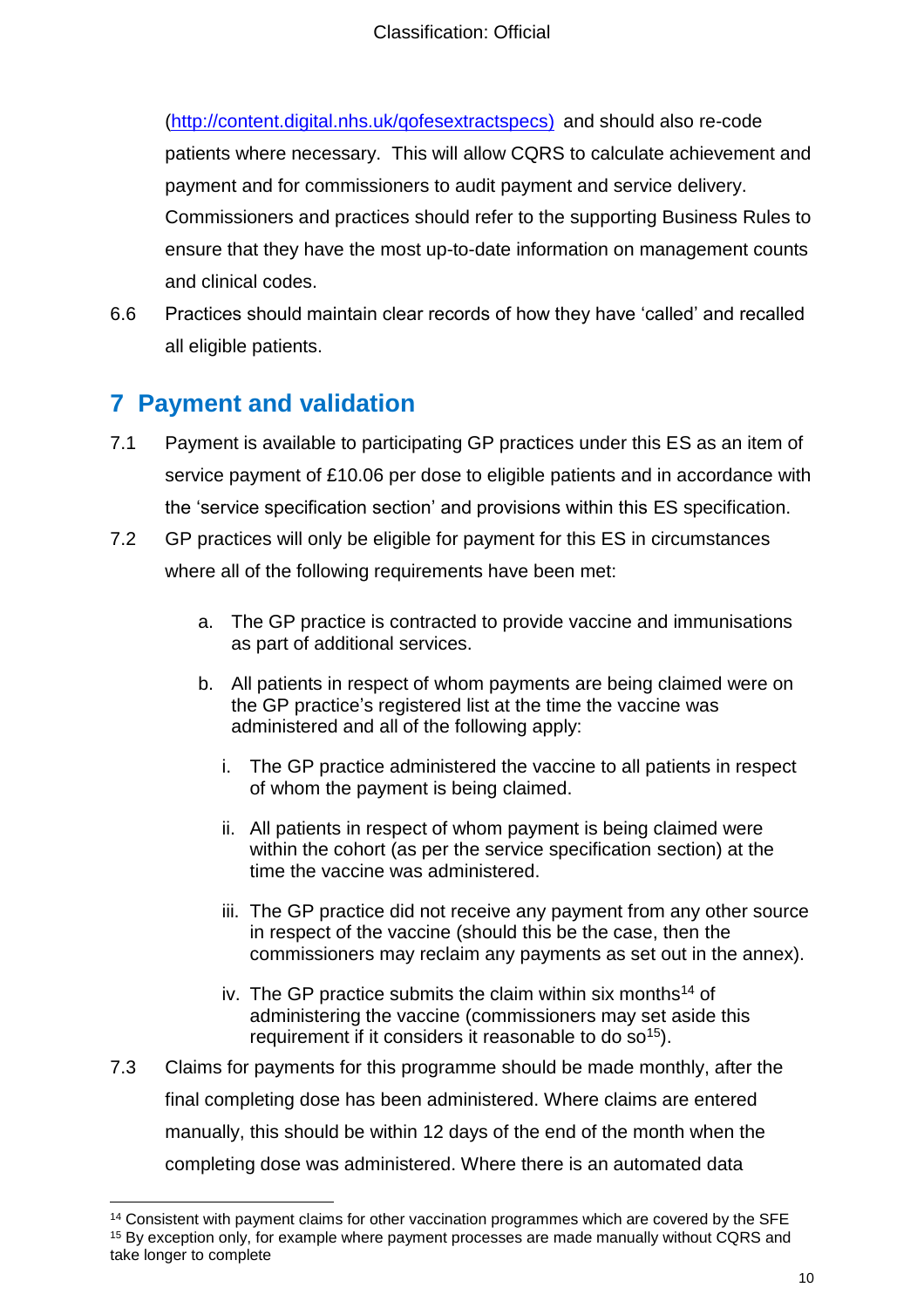(http://content.digital.nhs.uk/qofesextractspecs) and should also re-code patients where necessary. This will allow CQRS to calculate achievement and payment and for commissioners to audit payment and service delivery. Commissioners and practices should refer to the supporting Business Rules to ensure that they have the most up-to-date information on management counts and clinical codes.

6.6 Practices should maintain clear records of how they have 'called' and recalled all eligible patients.

## 7 Payment and validation

7.1 Payment is available to participating GP practices under this ES as an item of service payment of £10.06 per dose to eligible patients and in accordance with the 'service specification section' and provisions within this ES specification.

7.2 GP practices will only be eligible for payment for this ES in circumstances where all of the following requirements have been met:

a. The GP practice is contracted to provide vaccine and immunisations as part of additional services.

b. All patients in respect of whom payments are being claimed were on the GP practice's registered list at the time the vaccine was administered and all of the following apply:

   i. The GP practice administered the vaccine to all patients in respect of whom the payment is being claimed.

   ii. All patients in respect of whom payment is being claimed were within the cohort (as per the service specification section) at the time the vaccine was administered.

   iii. The GP practice did not receive any payment from any other source in respect of the vaccine (should this be the case, then the commissioners may reclaim any payments as set out in the annex).

   iv. The GP practice submits the claim within six months[14] of administering the vaccine (commissioners may set aside this requirement if it considers it reasonable to do so[15]).

7.3 Claims for payments for this programme should be made monthly, after the final completing dose has been administered. Where claims are entered manually, this should be within 12 days of the end of the month when the completing dose was administered. Where there is an automated data

---

[14] Consistent with payment claims for other vaccination programmes which are covered by the SFE

[15] By exception only, for example where payment processes are made manually without CQRS and take longer to complete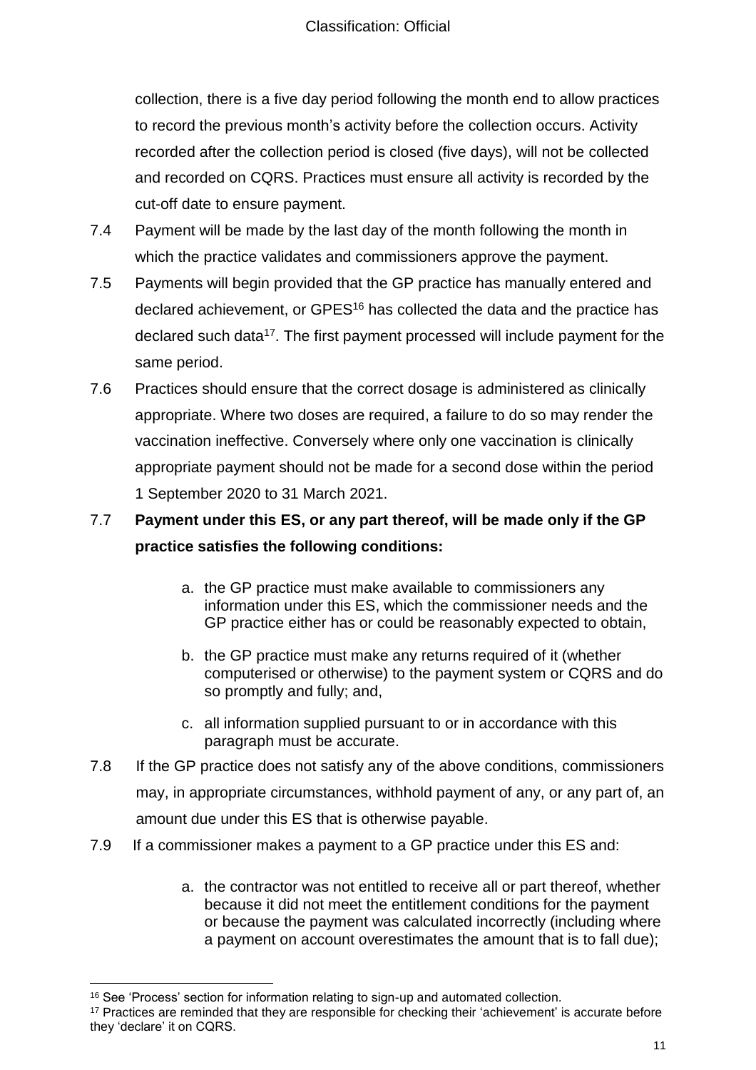collection, there is a five day period following the month end to allow practices to record the previous month's activity before the collection occurs. Activity recorded after the collection period is closed (five days), will not be collected and recorded on CQRS. Practices must ensure all activity is recorded by the cut-off date to ensure payment.

7.4 Payment will be made by the last day of the month following the month in which the practice validates and commissioners approve the payment.

7.5 Payments will begin provided that the GP practice has manually entered and declared achievement, or GPES[16] has collected the data and the practice has declared such data[17]. The first payment processed will include payment for the same period.

7.6 Practices should ensure that the correct dosage is administered as clinically appropriate. Where two doses are required, a failure to do so may render the vaccination ineffective. Conversely where only one vaccination is clinically appropriate payment should not be made for a second dose within the period 1 September 2020 to 31 March 2021.

7.7 **Payment under this ES, or any part thereof, will be made only if the GP practice satisfies the following conditions:**

   a. the GP practice must make available to commissioners any information under this ES, which the commissioner needs and the GP practice either has or could be reasonably expected to obtain,

   b. the GP practice must make any returns required of it (whether computerised or otherwise) to the payment system or CQRS and do so promptly and fully; and,

   c. all information supplied pursuant to or in accordance with this paragraph must be accurate.

7.8 If the GP practice does not satisfy any of the above conditions, commissioners may, in appropriate circumstances, withhold payment of any, or any part of, an amount due under this ES that is otherwise payable.

7.9 If a commissioner makes a payment to a GP practice under this ES and:

   a. the contractor was not entitled to receive all or part thereof, whether because it did not meet the entitlement conditions for the payment or because the payment was calculated incorrectly (including where a payment on account overestimates the amount that is to fall due);

---

[16] See 'Process' section for information relating to sign-up and automated collection.

[17] Practices are reminded that they are responsible for checking their 'achievement' is accurate before they 'declare' it on CQRS.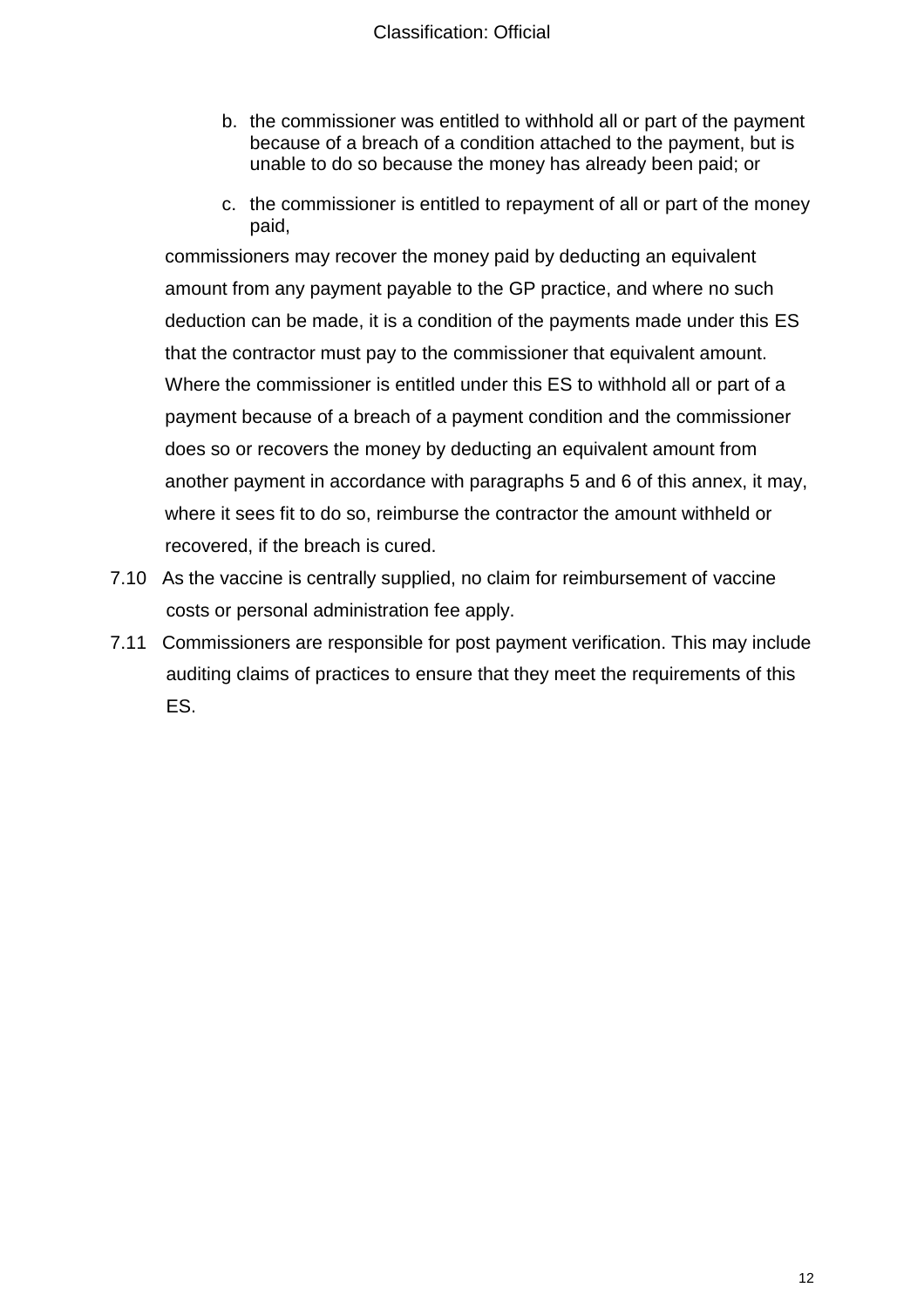b. the commissioner was entitled to withhold all or part of the payment because of a breach of a condition attached to the payment, but is unable to do so because the money has already been paid; or

c. the commissioner is entitled to repayment of all or part of the money paid,

commissioners may recover the money paid by deducting an equivalent amount from any payment payable to the GP practice, and where no such deduction can be made, it is a condition of the payments made under this ES that the contractor must pay to the commissioner that equivalent amount. Where the commissioner is entitled under this ES to withhold all or part of a payment because of a breach of a payment condition and the commissioner does so or recovers the money by deducting an equivalent amount from another payment in accordance with paragraphs 5 and 6 of this annex, it may, where it sees fit to do so, reimburse the contractor the amount withheld or recovered, if the breach is cured.

7.10 As the vaccine is centrally supplied, no claim for reimbursement of vaccine costs or personal administration fee apply.

7.11 Commissioners are responsible for post payment verification. This may include auditing claims of practices to ensure that they meet the requirements of this ES.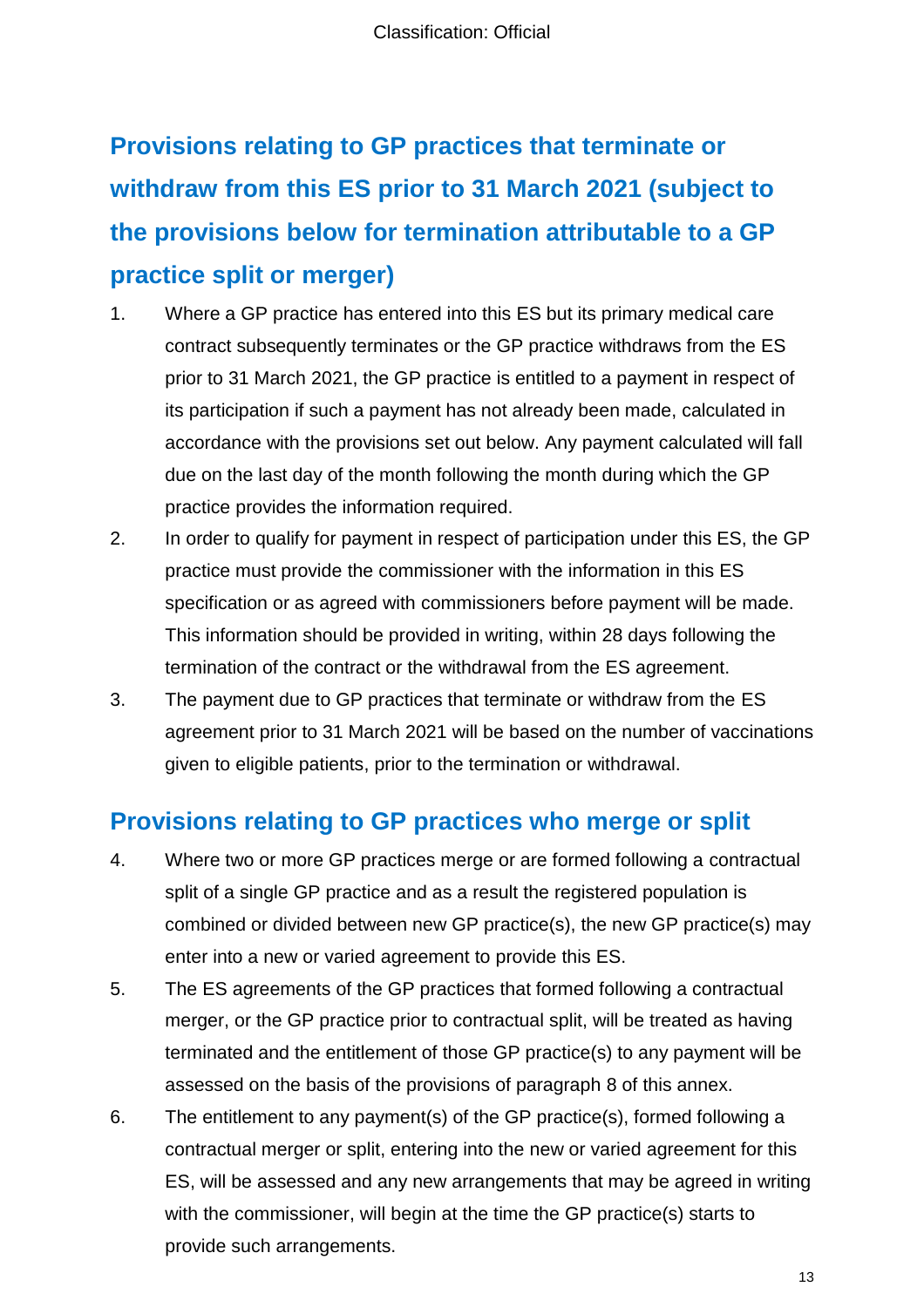## Provisions relating to GP practices that terminate or withdraw from this ES prior to 31 March 2021 (subject to the provisions below for termination attributable to a GP practice split or merger)

1. Where a GP practice has entered into this ES but its primary medical care contract subsequently terminates or the GP practice withdraws from the ES prior to 31 March 2021, the GP practice is entitled to a payment in respect of its participation if such a payment has not already been made, calculated in accordance with the provisions set out below. Any payment calculated will fall due on the last day of the month following the month during which the GP practice provides the information required.
2. In order to qualify for payment in respect of participation under this ES, the GP practice must provide the commissioner with the information in this ES specification or as agreed with commissioners before payment will be made. This information should be provided in writing, within 28 days following the termination of the contract or the withdrawal from the ES agreement.
3. The payment due to GP practices that terminate or withdraw from the ES agreement prior to 31 March 2021 will be based on the number of vaccinations given to eligible patients, prior to the termination or withdrawal.

## Provisions relating to GP practices who merge or split

4. Where two or more GP practices merge or are formed following a contractual split of a single GP practice and as a result the registered population is combined or divided between new GP practice(s), the new GP practice(s) may enter into a new or varied agreement to provide this ES.
5. The ES agreements of the GP practices that formed following a contractual merger, or the GP practice prior to contractual split, will be treated as having terminated and the entitlement of those GP practice(s) to any payment will be assessed on the basis of the provisions of paragraph 8 of this annex.
6. The entitlement to any payment(s) of the GP practice(s), formed following a contractual merger or split, entering into the new or varied agreement for this ES, will be assessed and any new arrangements that may be agreed in writing with the commissioner, will begin at the time the GP practice(s) starts to provide such arrangements.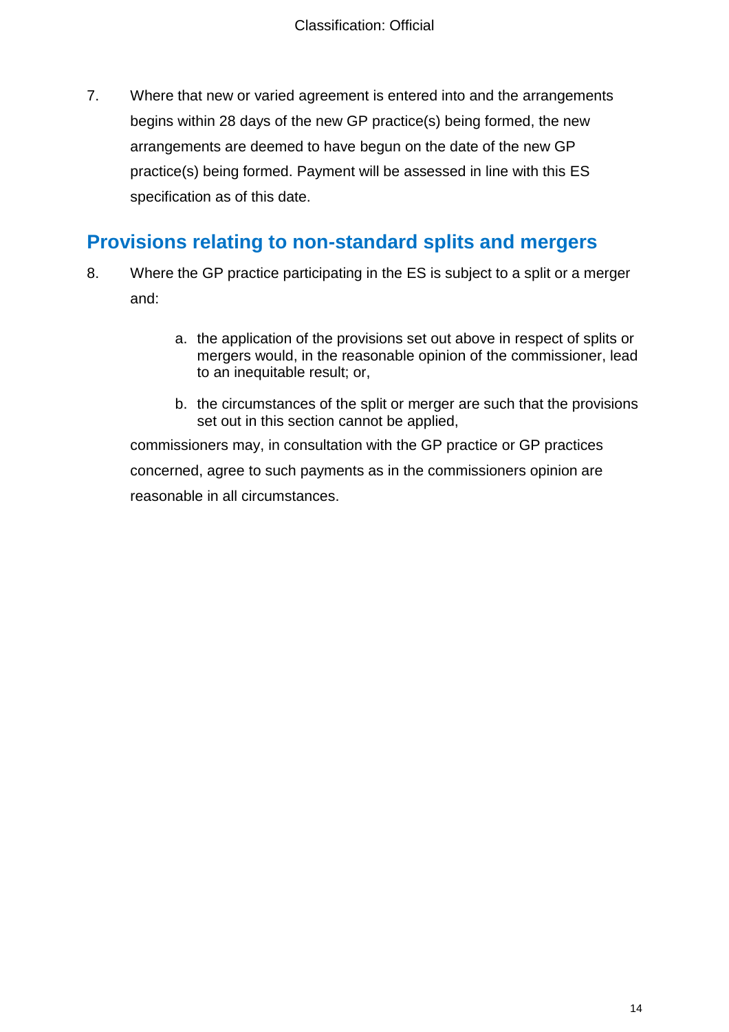7. Where that new or varied agreement is entered into and the arrangements begins within 28 days of the new GP practice(s) being formed, the new arrangements are deemed to have begun on the date of the new GP practice(s) being formed. Payment will be assessed in line with this ES specification as of this date.

## Provisions relating to non-standard splits and mergers

8. Where the GP practice participating in the ES is subject to a split or a merger and:

    a. the application of the provisions set out above in respect of splits or mergers would, in the reasonable opinion of the commissioner, lead to an inequitable result; or,

    b. the circumstances of the split or merger are such that the provisions set out in this section cannot be applied,

    commissioners may, in consultation with the GP practice or GP practices concerned, agree to such payments as in the commissioners opinion are reasonable in all circumstances.